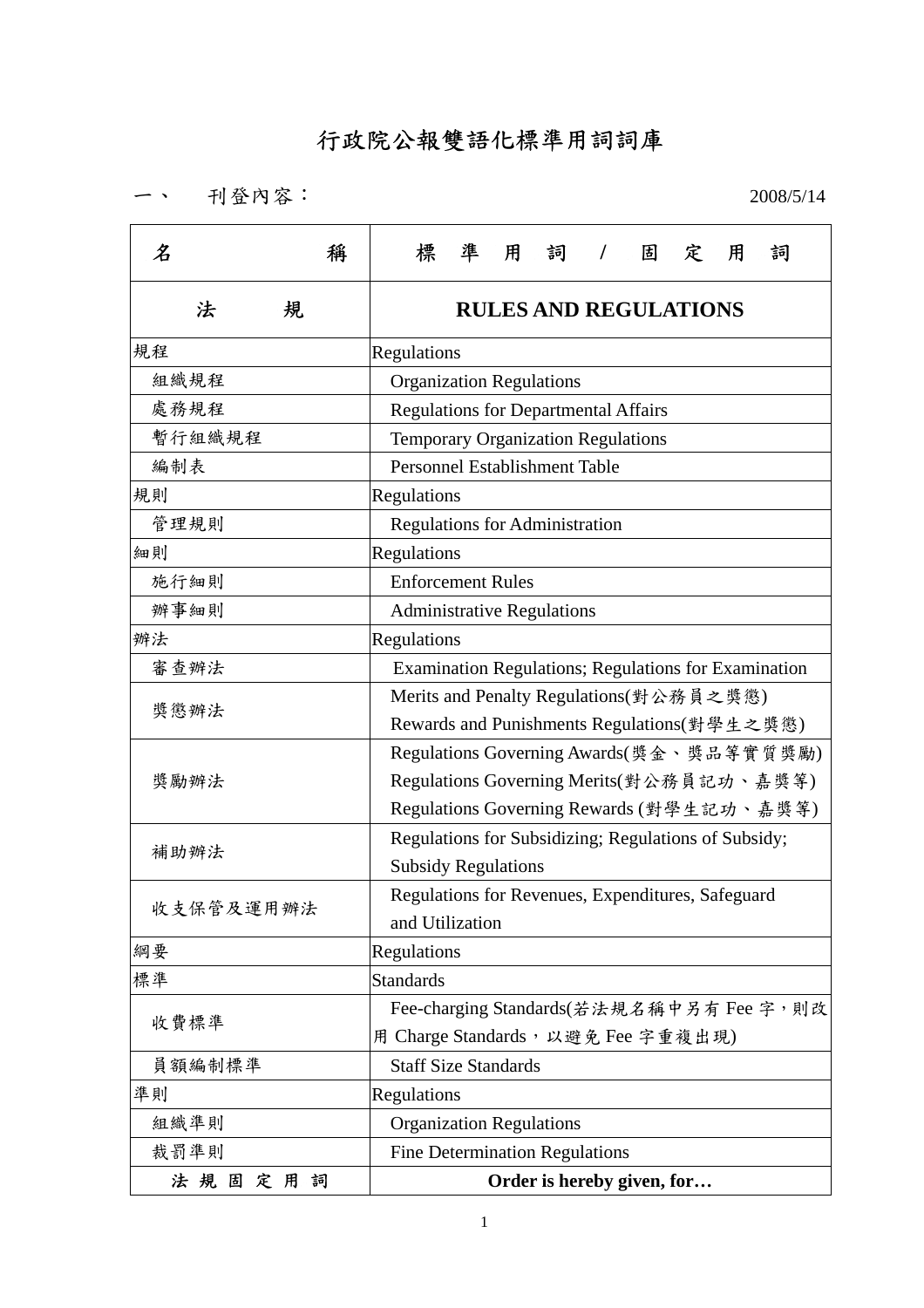# 行政院公報雙語化標準用詞詞庫

## 一、 刊登內容：

2008/5/14

| 名稱 | 標準用詞 / 固定用詞 |
| --- | --- |
| **法規** | **RULES AND REGULATIONS** |
| 規程 | Regulations |
| 　組織規程 | Organization Regulations |
| 　處務規程 | Regulations for Departmental Affairs |
| 　暫行組織規程 | Temporary Organization Regulations |
| 　編制表 | Personnel Establishment Table |
| 規則 | Regulations |
| 　管理規則 | Regulations for Administration |
| 細則 | Regulations |
| 　施行細則 | Enforcement Rules |
| 　辦事細則 | Administrative Regulations |
| 辦法 | Regulations |
| 　審查辦法 | Examination Regulations; Regulations for Examination |
| 　獎懲辦法 | Merits and Penalty Regulations(對公務員之獎懲)<br>Rewards and Punishments Regulations(對學生之獎懲) |
| 　獎勵辦法 | Regulations Governing Awards(獎金、獎品等實質獎勵)<br>Regulations Governing Merits(對公務員記功、嘉獎等)<br>Regulations Governing Rewards (對學生記功、嘉獎等) |
| 　補助辦法 | Regulations for Subsidizing; Regulations of Subsidy;<br>Subsidy Regulations |
| 　收支保管及運用辦法 | Regulations for Revenues, Expenditures, Safeguard and Utilization |
| 綱要 | Regulations |
| 標準 | Standards |
| 　收費標準 | Fee-charging Standards(若法規名稱中另有 Fee 字，則改用 Charge Standards，以避免 Fee 字重複出現) |
| 　員額編制標準 | Staff Size Standards |
| 準則 | Regulations |
| 　組織準則 | Organization Regulations |
| 　裁罰準則 | Fine Determination Regulations |
| **法規固定用詞** | **Order is hereby given, for…** |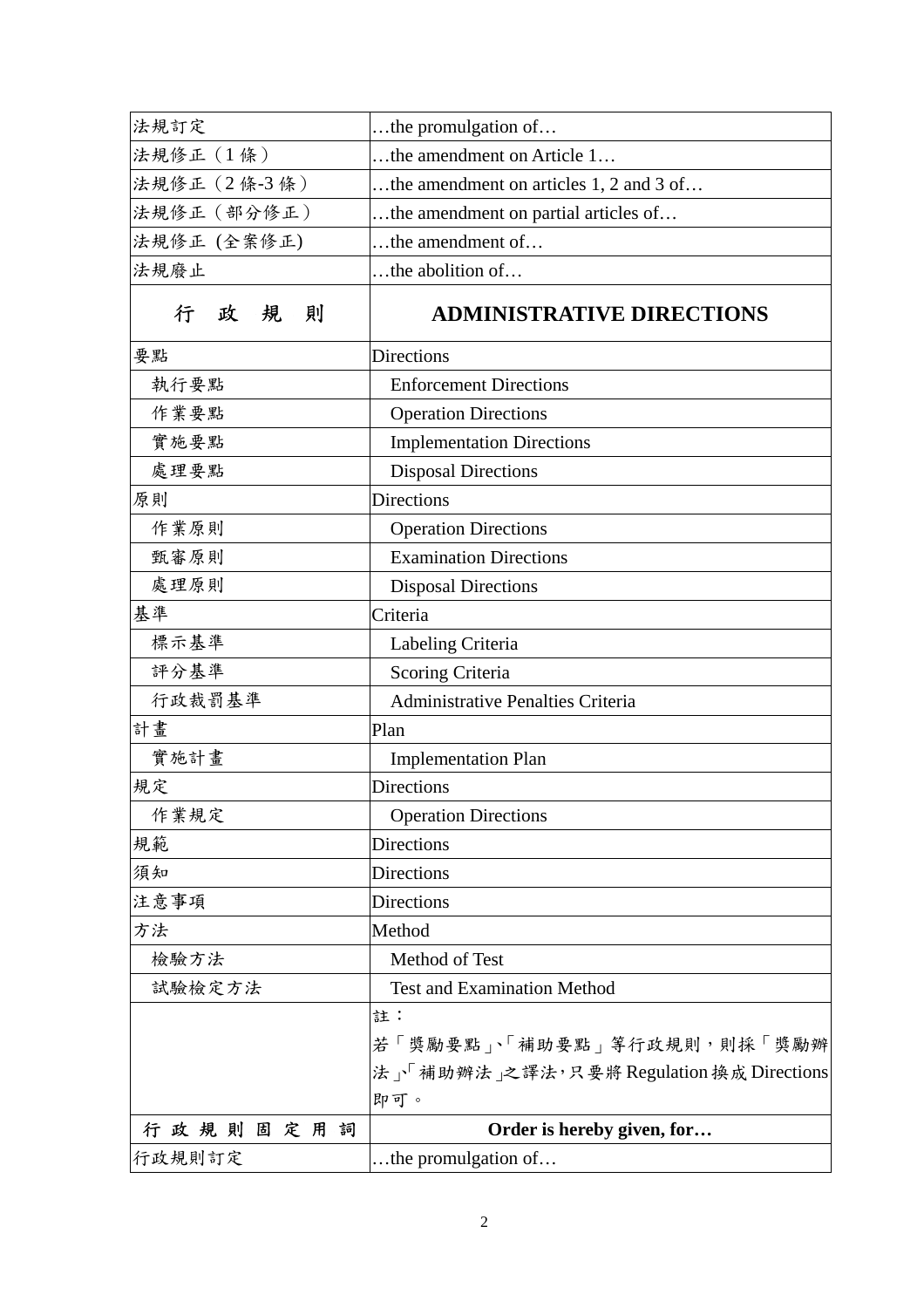| 法規訂定 | …the promulgation of… |
|---|---|
| 法規修正（1 條） | …the amendment on Article 1… |
| 法規修正（2 條-3 條） | …the amendment on articles 1, 2 and 3 of… |
| 法規修正（部分修正） | …the amendment on partial articles of… |
| 法規修正 (全案修正) | …the amendment of… |
| 法規廢止 | …the abolition of… |
| **行 政 規 則** | **ADMINISTRATIVE DIRECTIONS** |
| 要點 | Directions |
| 執行要點 | Enforcement Directions |
| 作業要點 | Operation Directions |
| 實施要點 | Implementation Directions |
| 處理要點 | Disposal Directions |
| 原則 | Directions |
| 作業原則 | Operation Directions |
| 甄審原則 | Examination Directions |
| 處理原則 | Disposal Directions |
| 基準 | Criteria |
| 標示基準 | Labeling Criteria |
| 評分基準 | Scoring Criteria |
| 行政裁罰基準 | Administrative Penalties Criteria |
| 計畫 | Plan |
| 實施計畫 | Implementation Plan |
| 規定 | Directions |
| 作業規定 | Operation Directions |
| 規範 | Directions |
| 須知 | Directions |
| 注意事項 | Directions |
| 方法 | Method |
| 檢驗方法 | Method of Test |
| 試驗檢定方法 | Test and Examination Method |
| | 註：若「獎勵要點」、「補助要點」等行政規則，則採「獎勵辦法」、「補助辦法」之譯法，只要將 Regulation 換成 Directions 即可。 |
| 行 政 規 則 固 定 用 詞 | **Order is hereby given, for…** |
| 行政規則訂定 | …the promulgation of… |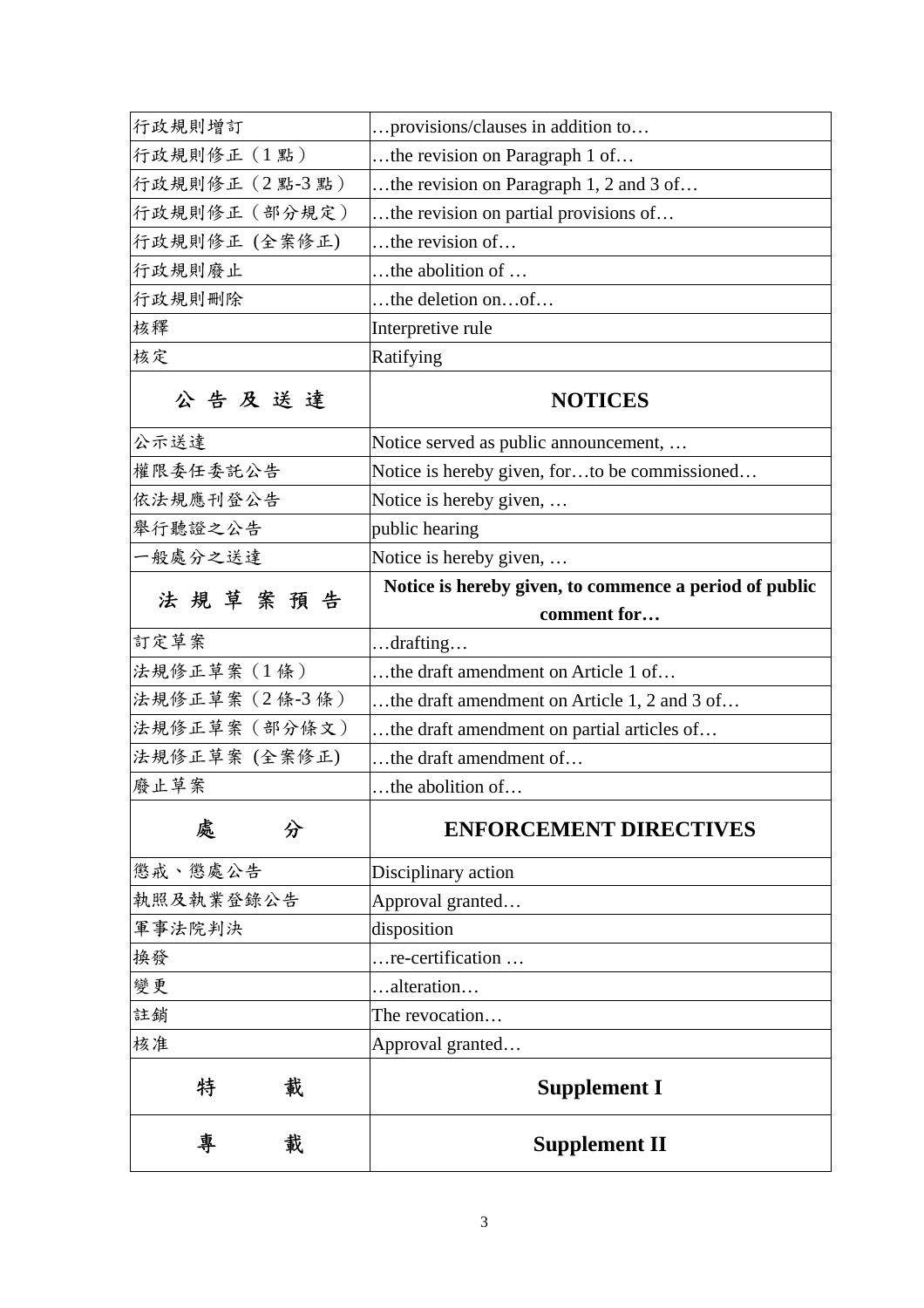| | |
|---|---|
| 行政規則增訂 | …provisions/clauses in addition to… |
| 行政規則修正（1點） | …the revision on Paragraph 1 of… |
| 行政規則修正（2點-3點） | …the revision on Paragraph 1, 2 and 3 of… |
| 行政規則修正（部分規定） | …the revision on partial provisions of… |
| 行政規則修正 (全案修正) | …the revision of… |
| 行政規則廢止 | …the abolition of … |
| 行政規則刪除 | …the deletion on…of… |
| 核釋 | Interpretive rule |
| 核定 | Ratifying |
| **公 告 及 送 達** | **NOTICES** |
| 公示送達 | Notice served as public announcement, … |
| 權限委任委託公告 | Notice is hereby given, for…to be commissioned… |
| 依法規應刊登公告 | Notice is hereby given, … |
| 舉行聽證之公告 | public hearing |
| 一般處分之送達 | Notice is hereby given, … |
| **法 規 草 案 預 告** | **Notice is hereby given, to commence a period of public comment for…** |
| 訂定草案 | …drafting… |
| 法規修正草案（1條） | …the draft amendment on Article 1 of… |
| 法規修正草案（2條-3條） | …the draft amendment on Article 1, 2 and 3 of… |
| 法規修正草案（部分條文） | …the draft amendment on partial articles of… |
| 法規修正草案 (全案修正) | …the draft amendment of… |
| 廢止草案 | …the abolition of… |
| **處　　分** | **ENFORCEMENT DIRECTIVES** |
| 懲戒、懲處公告 | Disciplinary action |
| 執照及執業登錄公告 | Approval granted… |
| 軍事法院判決 | disposition |
| 換發 | …re-certification … |
| 變更 | …alteration… |
| 註銷 | The revocation… |
| 核准 | Approval granted… |
| **特　　載** | **Supplement I** |
| **專　　載** | **Supplement II** |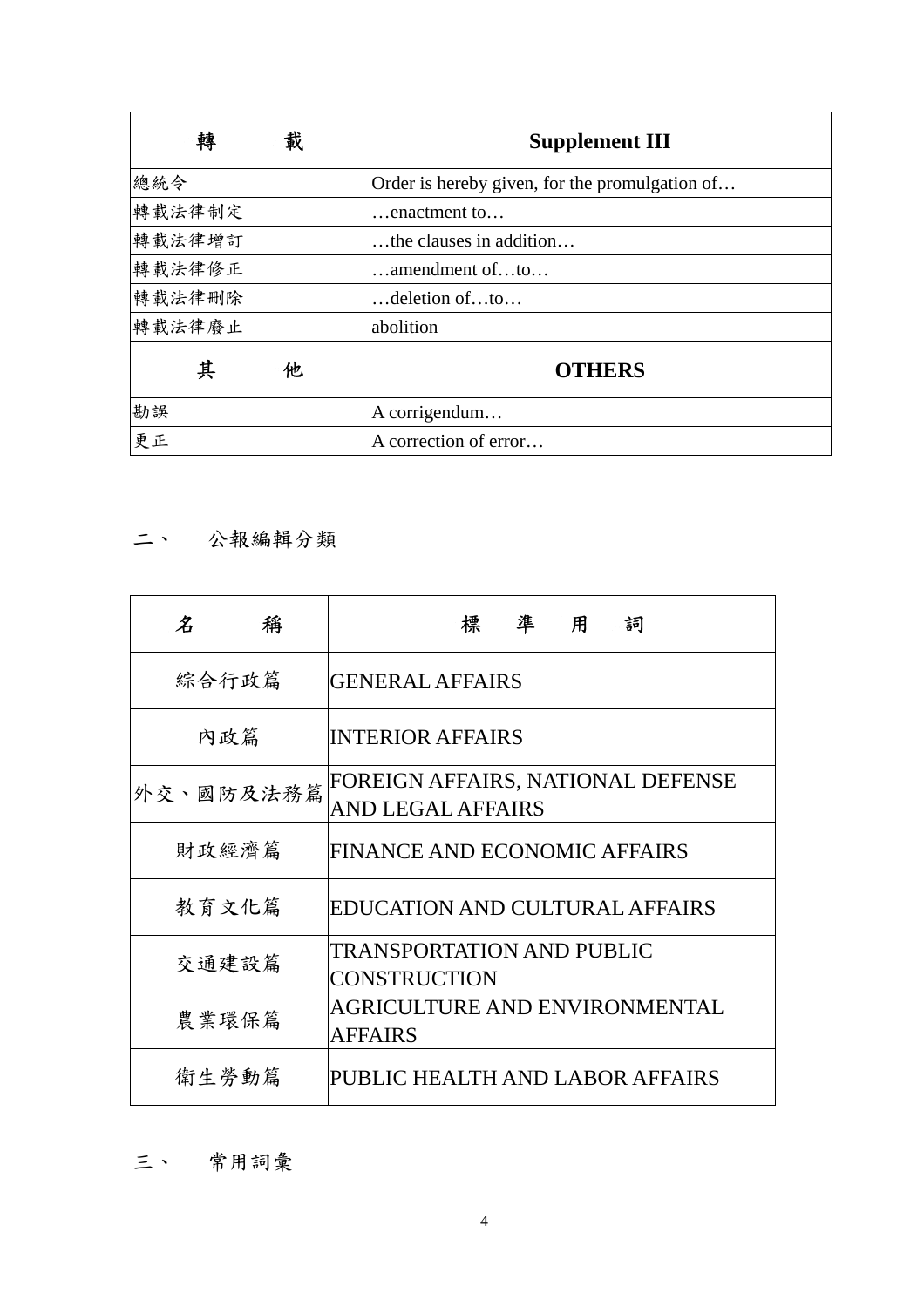| 轉　　載 | **Supplement III** |
|---|---|
| 總統令 | Order is hereby given, for the promulgation of… |
| 轉載法律制定 | …enactment to… |
| 轉載法律增訂 | …the clauses in addition… |
| 轉載法律修正 | …amendment of…to… |
| 轉載法律刪除 | …deletion of…to… |
| 轉載法律廢止 | abolition |
| 其　　他 | **OTHERS** |
| 勘誤 | A corrigendum… |
| 更正 | A correction of error… |

## 二、　公報編輯分類

| 名　　稱 | 標　準　用　詞 |
|---|---|
| 綜合行政篇 | GENERAL AFFAIRS |
| 內政篇 | INTERIOR AFFAIRS |
| 外交、國防及法務篇 | FOREIGN AFFAIRS, NATIONAL DEFENSE AND LEGAL AFFAIRS |
| 財政經濟篇 | FINANCE AND ECONOMIC AFFAIRS |
| 教育文化篇 | EDUCATION AND CULTURAL AFFAIRS |
| 交通建設篇 | TRANSPORTATION AND PUBLIC CONSTRUCTION |
| 農業環保篇 | AGRICULTURE AND ENVIRONMENTAL AFFAIRS |
| 衛生勞動篇 | PUBLIC HEALTH AND LABOR AFFAIRS |

## 三、　常用詞彙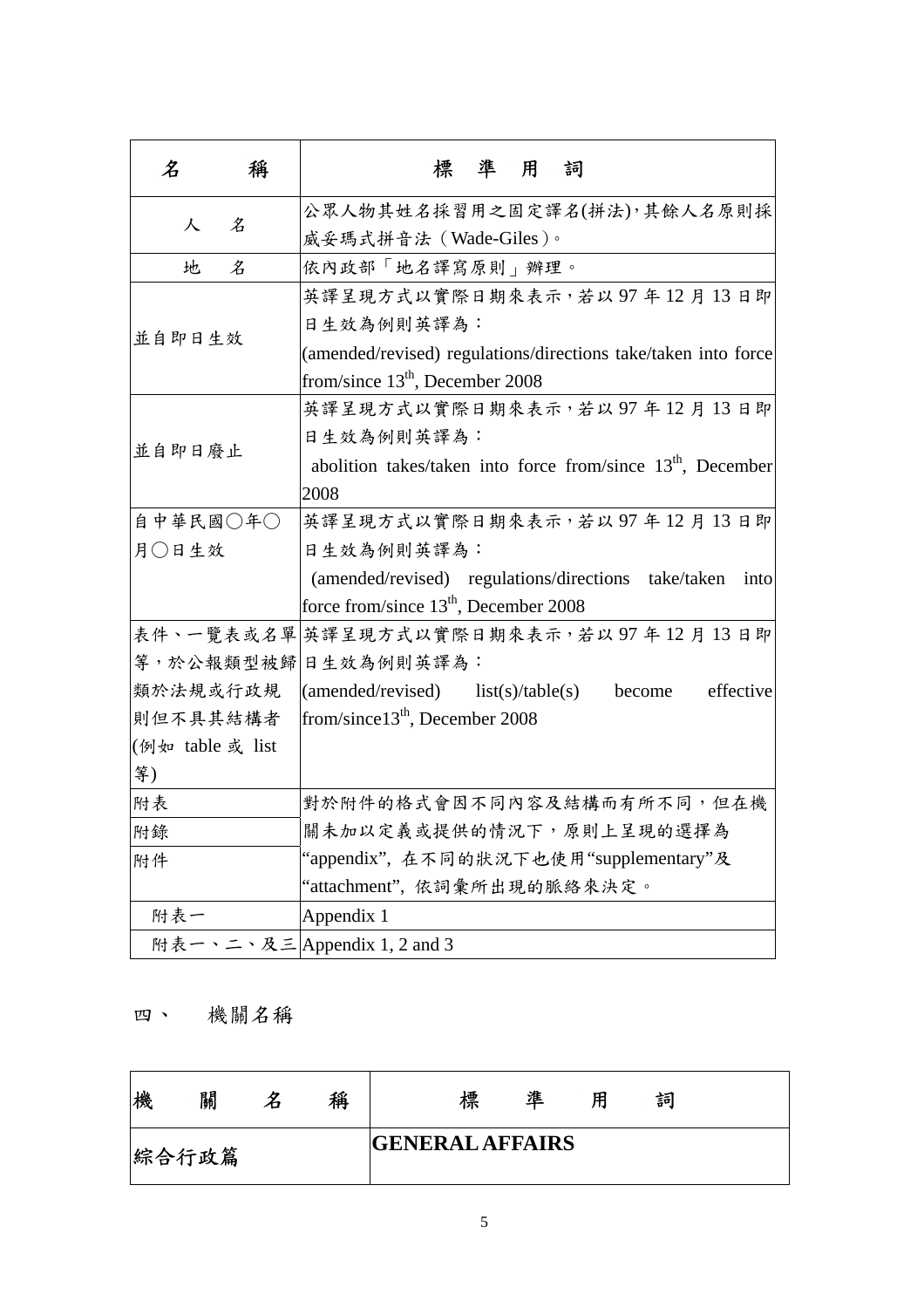| 名　　稱 | 標　準　用　詞 |
|---|---|
| 人　名 | 公眾人物其姓名採習用之固定譯名(拼法)，其餘人名原則採威妥瑪式拼音法（Wade-Giles）。 |
| 地　名 | 依內政部「地名譯寫原則」辦理。 |
| 並自即日生效 | 英譯呈現方式以實際日期來表示，若以 97 年 12 月 13 日即日生效為例則英譯為：(amended/revised) regulations/directions take/taken into force from/since $13^{th}$, December 2008 |
| 並自即日廢止 | 英譯呈現方式以實際日期來表示，若以 97 年 12 月 13 日即日生效為例則英譯為：abolition takes/taken into force from/since $13^{th}$, December 2008 |
| 自中華民國○年○月○日生效 | 英譯呈現方式以實際日期來表示，若以 97 年 12 月 13 日即日生效為例則英譯為：(amended/revised) regulations/directions take/taken into force from/since $13^{th}$, December 2008 |
| 表件、一覽表或名單等，於公報類型被歸類於法規或行政規則但不具其結構者(例如 table 或 list 等) | 英譯呈現方式以實際日期來表示，若以 97 年 12 月 13 日即日生效為例則英譯為：(amended/revised) list(s)/table(s) become effective from/since$13^{th}$, December 2008 |
| 附表<br>附錄<br>附件 | 對於附件的格式會因不同內容及結構而有所不同，但在機關未加以定義或提供的情況下，原則上呈現的選擇為 “appendix”, 在不同的狀況下也使用“supplementary”及 “attachment”, 依詞彙所出現的脈絡來決定。 |
| 附表一 | Appendix 1 |
| 附表一、二、及三 | Appendix 1, 2 and 3 |

## 四、　機關名稱

| 機　關　名　稱 | 標　準　用　詞 |
|---|---|
| 綜合行政篇 | **GENERAL AFFAIRS** |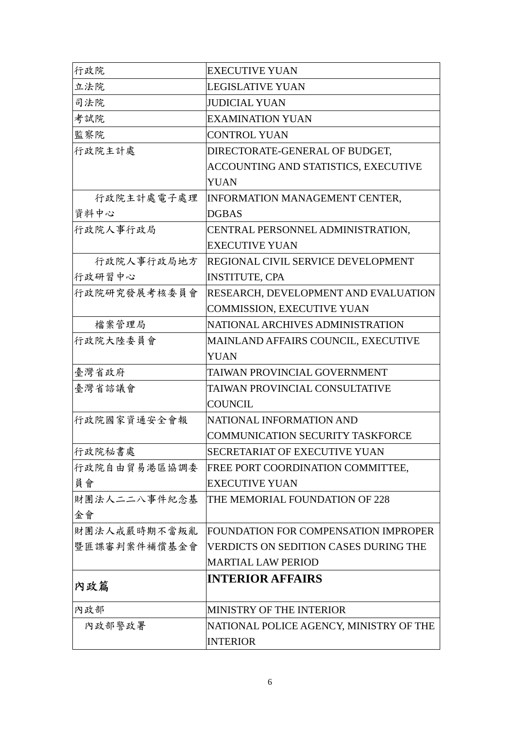| 行政院 | EXECUTIVE YUAN |
|---|---|
| 立法院 | LEGISLATIVE YUAN |
| 司法院 | JUDICIAL YUAN |
| 考試院 | EXAMINATION YUAN |
| 監察院 | CONTROL YUAN |
| 行政院主計處 | DIRECTORATE-GENERAL OF BUDGET, ACCOUNTING AND STATISTICS, EXECUTIVE YUAN |
| 行政院主計處電子處理資料中心 | INFORMATION MANAGEMENT CENTER, DGBAS |
| 行政院人事行政局 | CENTRAL PERSONNEL ADMINISTRATION, EXECUTIVE YUAN |
| 行政院人事行政局地方行政研習中心 | REGIONAL CIVIL SERVICE DEVELOPMENT INSTITUTE, CPA |
| 行政院研究發展考核委員會 | RESEARCH, DEVELOPMENT AND EVALUATION COMMISSION, EXECUTIVE YUAN |
| 檔案管理局 | NATIONAL ARCHIVES ADMINISTRATION |
| 行政院大陸委員會 | MAINLAND AFFAIRS COUNCIL, EXECUTIVE YUAN |
| 臺灣省政府 | TAIWAN PROVINCIAL GOVERNMENT |
| 臺灣省諮議會 | TAIWAN PROVINCIAL CONSULTATIVE COUNCIL |
| 行政院國家資通安全會報 | NATIONAL INFORMATION AND COMMUNICATION SECURITY TASKFORCE |
| 行政院秘書處 | SECRETARIAT OF EXECUTIVE YUAN |
| 行政院自由貿易港區協調委員會 | FREE PORT COORDINATION COMMITTEE, EXECUTIVE YUAN |
| 財團法人二二八事件紀念基金會 | THE MEMORIAL FOUNDATION OF 228 |
| 財團法人戒嚴時期不當叛亂暨匪諜審判案件補償基金會 | FOUNDATION FOR COMPENSATION IMPROPER VERDICTS ON SEDITION CASES DURING THE MARTIAL LAW PERIOD |
| **內政篇** | **INTERIOR AFFAIRS** |
| 內政部 | MINISTRY OF THE INTERIOR |
| 內政部警政署 | NATIONAL POLICE AGENCY, MINISTRY OF THE INTERIOR |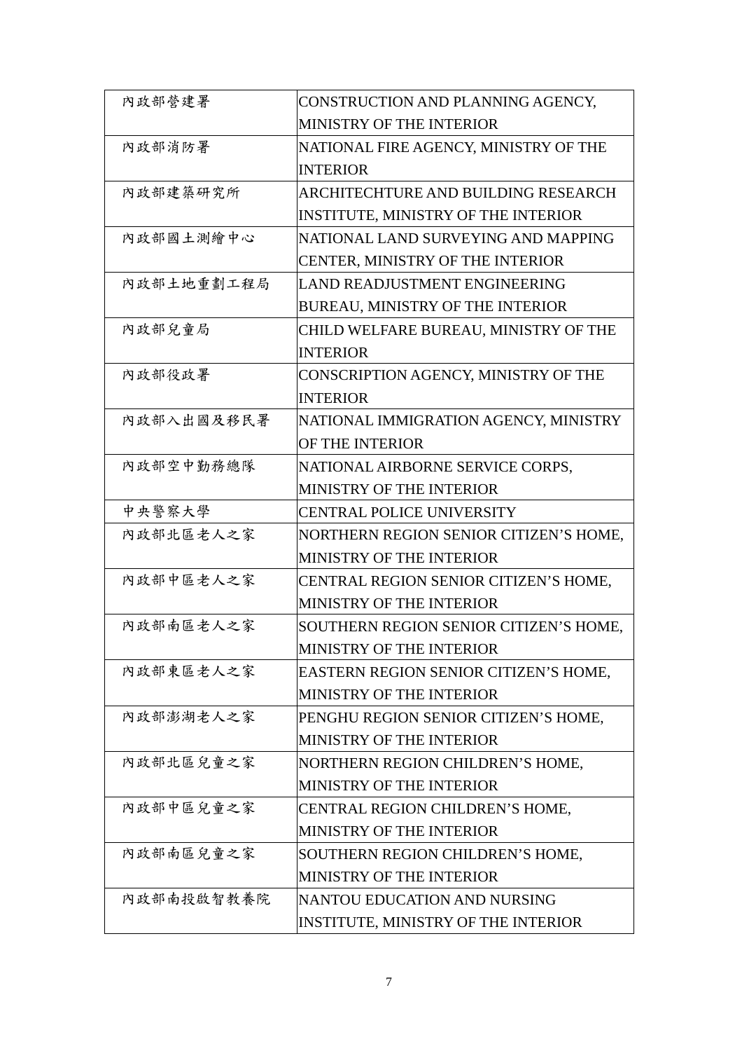| 內政部營建署 | CONSTRUCTION AND PLANNING AGENCY, MINISTRY OF THE INTERIOR |
|---|---|
| 內政部消防署 | NATIONAL FIRE AGENCY, MINISTRY OF THE INTERIOR |
| 內政部建築研究所 | ARCHITECHTURE AND BUILDING RESEARCH INSTITUTE, MINISTRY OF THE INTERIOR |
| 內政部國土測繪中心 | NATIONAL LAND SURVEYING AND MAPPING CENTER, MINISTRY OF THE INTERIOR |
| 內政部土地重劃工程局 | LAND READJUSTMENT ENGINEERING BUREAU, MINISTRY OF THE INTERIOR |
| 內政部兒童局 | CHILD WELFARE BUREAU, MINISTRY OF THE INTERIOR |
| 內政部役政署 | CONSCRIPTION AGENCY, MINISTRY OF THE INTERIOR |
| 內政部入出國及移民署 | NATIONAL IMMIGRATION AGENCY, MINISTRY OF THE INTERIOR |
| 內政部空中勤務總隊 | NATIONAL AIRBORNE SERVICE CORPS, MINISTRY OF THE INTERIOR |
| 中央警察大學 | CENTRAL POLICE UNIVERSITY |
| 內政部北區老人之家 | NORTHERN REGION SENIOR CITIZEN'S HOME, MINISTRY OF THE INTERIOR |
| 內政部中區老人之家 | CENTRAL REGION SENIOR CITIZEN'S HOME, MINISTRY OF THE INTERIOR |
| 內政部南區老人之家 | SOUTHERN REGION SENIOR CITIZEN'S HOME, MINISTRY OF THE INTERIOR |
| 內政部東區老人之家 | EASTERN REGION SENIOR CITIZEN'S HOME, MINISTRY OF THE INTERIOR |
| 內政部澎湖老人之家 | PENGHU REGION SENIOR CITIZEN'S HOME, MINISTRY OF THE INTERIOR |
| 內政部北區兒童之家 | NORTHERN REGION CHILDREN'S HOME, MINISTRY OF THE INTERIOR |
| 內政部中區兒童之家 | CENTRAL REGION CHILDREN'S HOME, MINISTRY OF THE INTERIOR |
| 內政部南區兒童之家 | SOUTHERN REGION CHILDREN'S HOME, MINISTRY OF THE INTERIOR |
| 內政部南投啟智教養院 | NANTOU EDUCATION AND NURSING INSTITUTE, MINISTRY OF THE INTERIOR |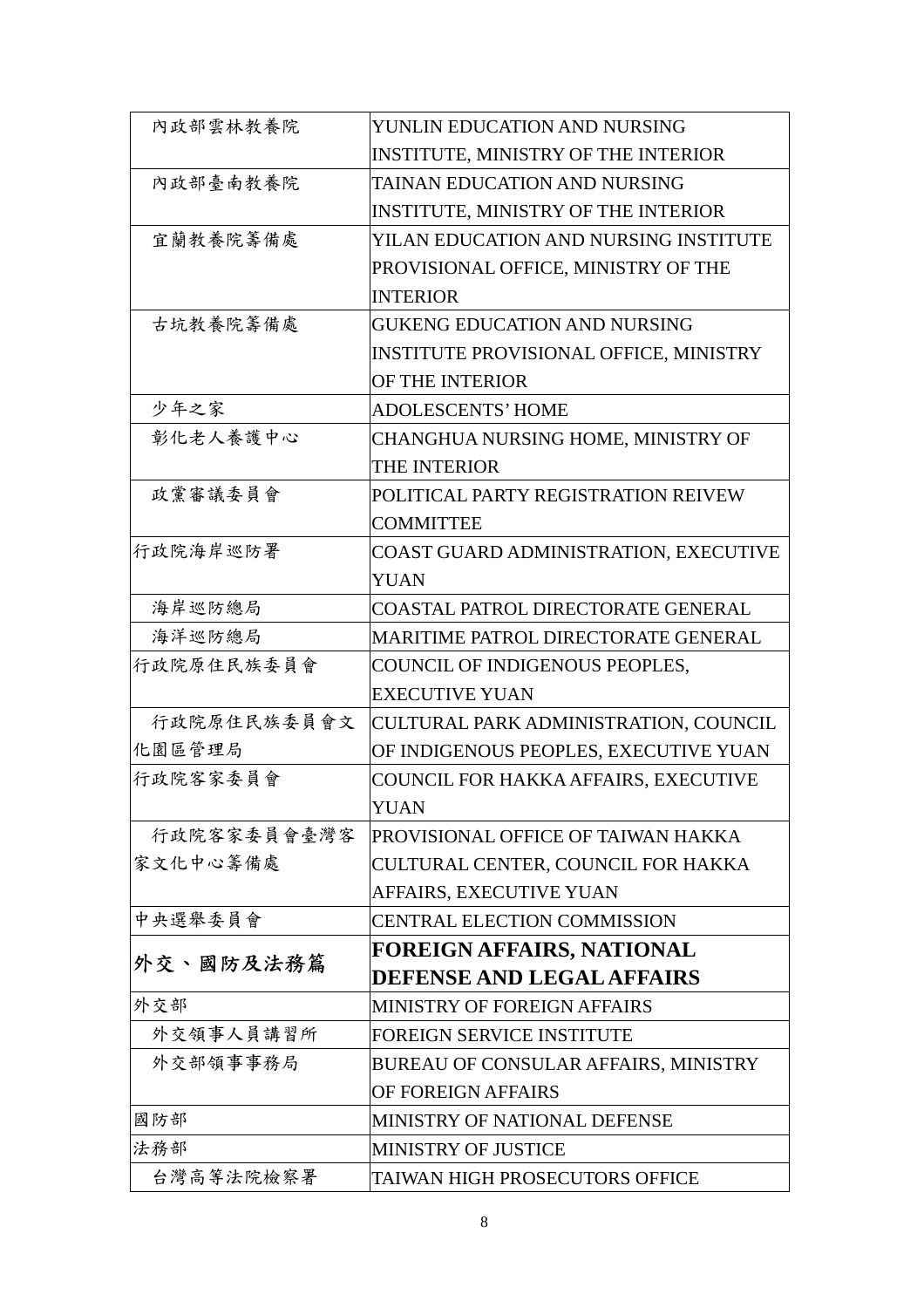| | |
|---|---|
| 內政部雲林教養院 | YUNLIN EDUCATION AND NURSING INSTITUTE, MINISTRY OF THE INTERIOR |
| 內政部臺南教養院 | TAINAN EDUCATION AND NURSING INSTITUTE, MINISTRY OF THE INTERIOR |
| 宜蘭教養院籌備處 | YILAN EDUCATION AND NURSING INSTITUTE PROVISIONAL OFFICE, MINISTRY OF THE INTERIOR |
| 古坑教養院籌備處 | GUKENG EDUCATION AND NURSING INSTITUTE PROVISIONAL OFFICE, MINISTRY OF THE INTERIOR |
| 少年之家 | ADOLESCENTS' HOME |
| 彰化老人養護中心 | CHANGHUA NURSING HOME, MINISTRY OF THE INTERIOR |
| 政黨審議委員會 | POLITICAL PARTY REGISTRATION REIVEW COMMITTEE |
| 行政院海岸巡防署 | COAST GUARD ADMINISTRATION, EXECUTIVE YUAN |
| 海岸巡防總局 | COASTAL PATROL DIRECTORATE GENERAL |
| 海洋巡防總局 | MARITIME PATROL DIRECTORATE GENERAL |
| 行政院原住民族委員會 | COUNCIL OF INDIGENOUS PEOPLES, EXECUTIVE YUAN |
| 行政院原住民族委員會文化園區管理局 | CULTURAL PARK ADMINISTRATION, COUNCIL OF INDIGENOUS PEOPLES, EXECUTIVE YUAN |
| 行政院客家委員會 | COUNCIL FOR HAKKA AFFAIRS, EXECUTIVE YUAN |
| 行政院客家委員會臺灣客家文化中心籌備處 | PROVISIONAL OFFICE OF TAIWAN HAKKA CULTURAL CENTER, COUNCIL FOR HAKKA AFFAIRS, EXECUTIVE YUAN |
| 中央選舉委員會 | CENTRAL ELECTION COMMISSION |
| **外交、國防及法務篇** | **FOREIGN AFFAIRS, NATIONAL DEFENSE AND LEGAL AFFAIRS** |
| 外交部 | MINISTRY OF FOREIGN AFFAIRS |
| 外交領事人員講習所 | FOREIGN SERVICE INSTITUTE |
| 外交部領事事務局 | BUREAU OF CONSULAR AFFAIRS, MINISTRY OF FOREIGN AFFAIRS |
| 國防部 | MINISTRY OF NATIONAL DEFENSE |
| 法務部 | MINISTRY OF JUSTICE |
| 台灣高等法院檢察署 | TAIWAN HIGH PROSECUTORS OFFICE |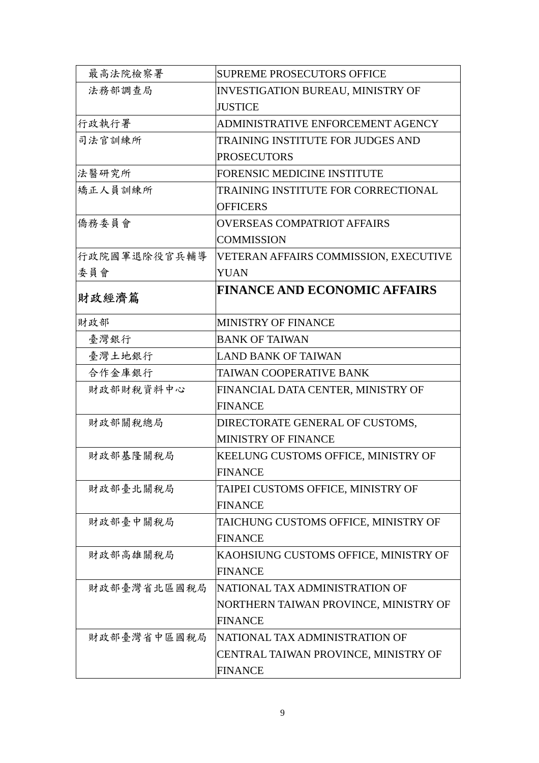| | |
|---|---|
| 最高法院檢察署 | SUPREME PROSECUTORS OFFICE |
| 法務部調查局 | INVESTIGATION BUREAU, MINISTRY OF JUSTICE |
| 行政執行署 | ADMINISTRATIVE ENFORCEMENT AGENCY |
| 司法官訓練所 | TRAINING INSTITUTE FOR JUDGES AND PROSECUTORS |
| 法醫研究所 | FORENSIC MEDICINE INSTITUTE |
| 矯正人員訓練所 | TRAINING INSTITUTE FOR CORRECTIONAL OFFICERS |
| 僑務委員會 | OVERSEAS COMPATRIOT AFFAIRS COMMISSION |
| 行政院國軍退除役官兵輔導委員會 | VETERAN AFFAIRS COMMISSION, EXECUTIVE YUAN |
| **財政經濟篇** | **FINANCE AND ECONOMIC AFFAIRS** |
| 財政部 | MINISTRY OF FINANCE |
| 臺灣銀行 | BANK OF TAIWAN |
| 臺灣土地銀行 | LAND BANK OF TAIWAN |
| 合作金庫銀行 | TAIWAN COOPERATIVE BANK |
| 財政部財稅資料中心 | FINANCIAL DATA CENTER, MINISTRY OF FINANCE |
| 財政部關稅總局 | DIRECTORATE GENERAL OF CUSTOMS, MINISTRY OF FINANCE |
| 財政部基隆關稅局 | KEELUNG CUSTOMS OFFICE, MINISTRY OF FINANCE |
| 財政部臺北關稅局 | TAIPEI CUSTOMS OFFICE, MINISTRY OF FINANCE |
| 財政部臺中關稅局 | TAICHUNG CUSTOMS OFFICE, MINISTRY OF FINANCE |
| 財政部高雄關稅局 | KAOHSIUNG CUSTOMS OFFICE, MINISTRY OF FINANCE |
| 財政部臺灣省北區國稅局 | NATIONAL TAX ADMINISTRATION OF NORTHERN TAIWAN PROVINCE, MINISTRY OF FINANCE |
| 財政部臺灣省中區國稅局 | NATIONAL TAX ADMINISTRATION OF CENTRAL TAIWAN PROVINCE, MINISTRY OF FINANCE |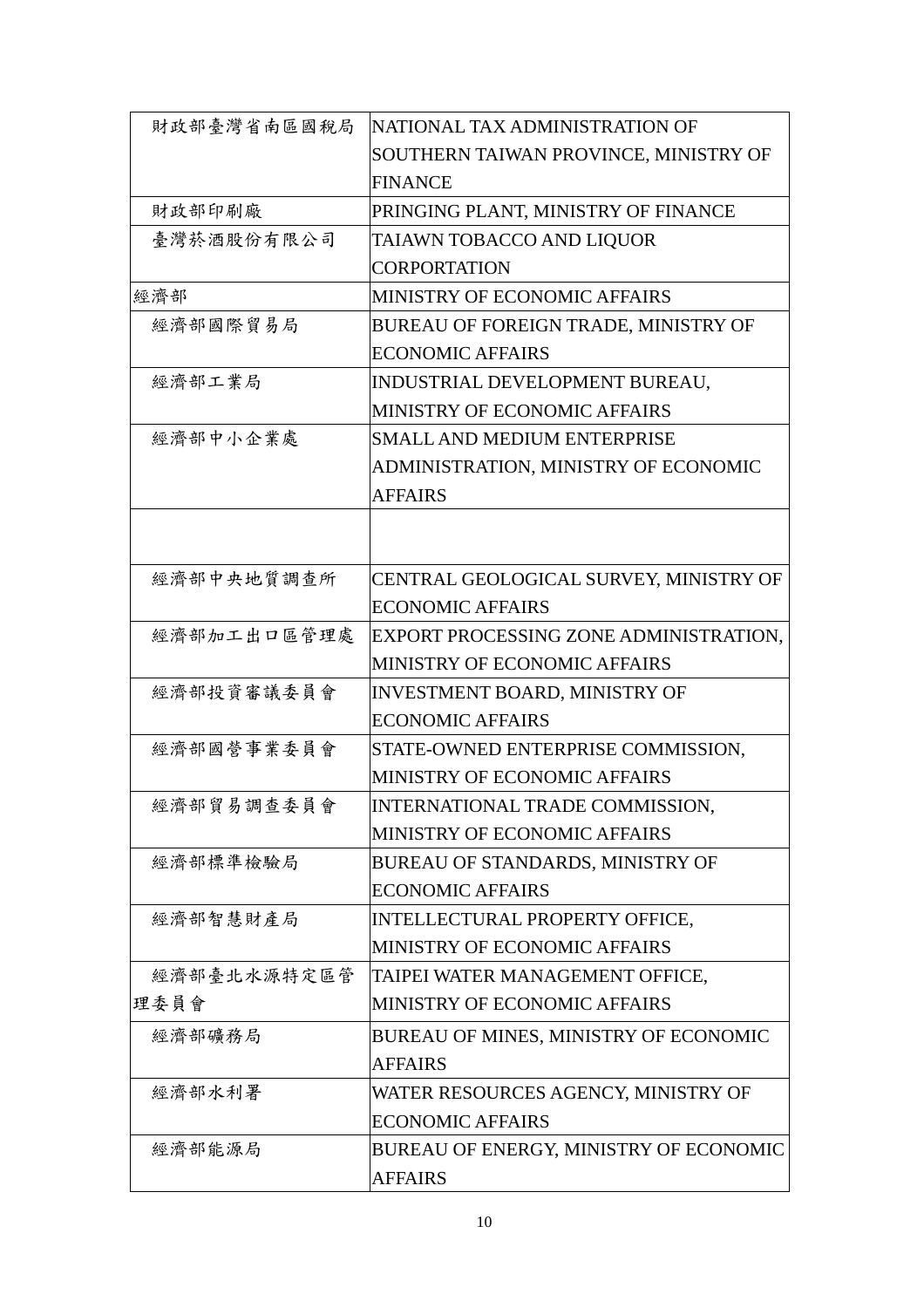| 財政部臺灣省南區國稅局 | NATIONAL TAX ADMINISTRATION OF SOUTHERN TAIWAN PROVINCE, MINISTRY OF FINANCE |
|---|---|
| 財政部印刷廠 | PRINGING PLANT, MINISTRY OF FINANCE |
| 臺灣菸酒股份有限公司 | TAIAWN TOBACCO AND LIQUOR CORPORTATION |
| 經濟部 | MINISTRY OF ECONOMIC AFFAIRS |
| 經濟部國際貿易局 | BUREAU OF FOREIGN TRADE, MINISTRY OF ECONOMIC AFFAIRS |
| 經濟部工業局 | INDUSTRIAL DEVELOPMENT BUREAU, MINISTRY OF ECONOMIC AFFAIRS |
| 經濟部中小企業處 | SMALL AND MEDIUM ENTERPRISE ADMINISTRATION, MINISTRY OF ECONOMIC AFFAIRS |
| | |
| 經濟部中央地質調查所 | CENTRAL GEOLOGICAL SURVEY, MINISTRY OF ECONOMIC AFFAIRS |
| 經濟部加工出口區管理處 | EXPORT PROCESSING ZONE ADMINISTRATION, MINISTRY OF ECONOMIC AFFAIRS |
| 經濟部投資審議委員會 | INVESTMENT BOARD, MINISTRY OF ECONOMIC AFFAIRS |
| 經濟部國營事業委員會 | STATE-OWNED ENTERPRISE COMMISSION, MINISTRY OF ECONOMIC AFFAIRS |
| 經濟部貿易調查委員會 | INTERNATIONAL TRADE COMMISSION, MINISTRY OF ECONOMIC AFFAIRS |
| 經濟部標準檢驗局 | BUREAU OF STANDARDS, MINISTRY OF ECONOMIC AFFAIRS |
| 經濟部智慧財產局 | INTELLECTURAL PROPERTY OFFICE, MINISTRY OF ECONOMIC AFFAIRS |
| 經濟部臺北水源特定區管理委員會 | TAIPEI WATER MANAGEMENT OFFICE, MINISTRY OF ECONOMIC AFFAIRS |
| 經濟部礦務局 | BUREAU OF MINES, MINISTRY OF ECONOMIC AFFAIRS |
| 經濟部水利署 | WATER RESOURCES AGENCY, MINISTRY OF ECONOMIC AFFAIRS |
| 經濟部能源局 | BUREAU OF ENERGY, MINISTRY OF ECONOMIC AFFAIRS |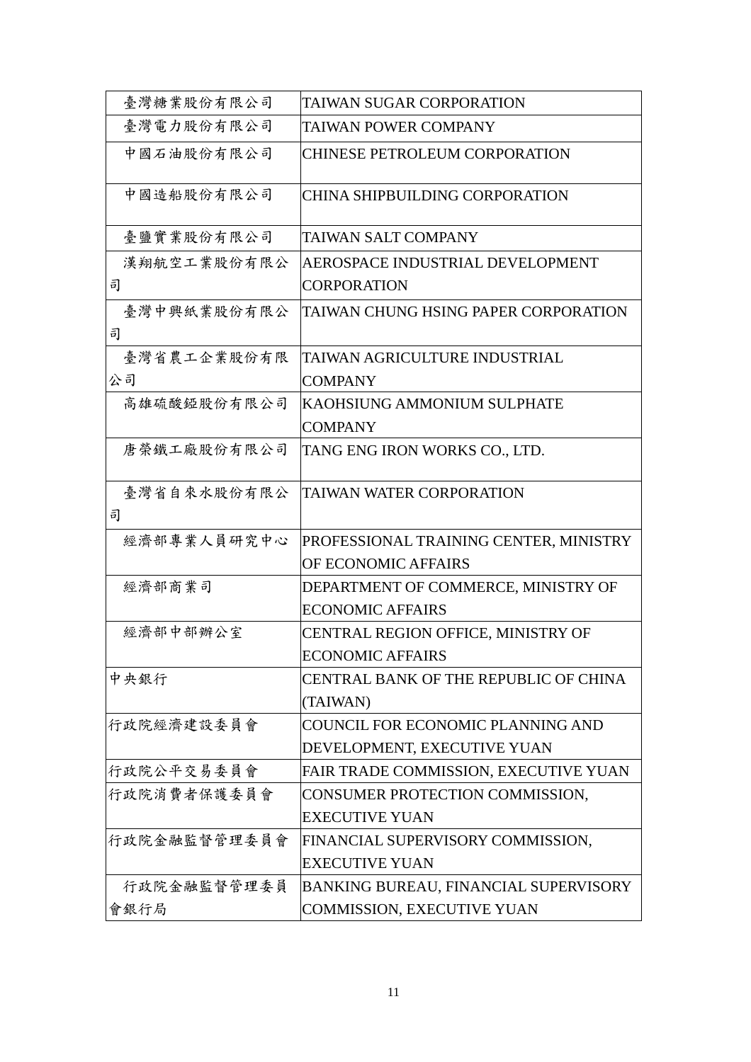| | |
|---|---|
| 臺灣糖業股份有限公司 | TAIWAN SUGAR CORPORATION |
| 臺灣電力股份有限公司 | TAIWAN POWER COMPANY |
| 中國石油股份有限公司 | CHINESE PETROLEUM CORPORATION |
| 中國造船股份有限公司 | CHINA SHIPBUILDING CORPORATION |
| 臺鹽實業股份有限公司 | TAIWAN SALT COMPANY |
| 漢翔航空工業股份有限公司 | AEROSPACE INDUSTRIAL DEVELOPMENT CORPORATION |
| 臺灣中興紙業股份有限公司 | TAIWAN CHUNG HSING PAPER CORPORATION |
| 臺灣省農工企業股份有限公司 | TAIWAN AGRICULTURE INDUSTRIAL COMPANY |
| 高雄硫酸錏股份有限公司 | KAOHSIUNG AMMONIUM SULPHATE COMPANY |
| 唐榮鐵工廠股份有限公司 | TANG ENG IRON WORKS CO., LTD. |
| 臺灣省自來水股份有限公司 | TAIWAN WATER CORPORATION |
| 經濟部專業人員研究中心 | PROFESSIONAL TRAINING CENTER, MINISTRY OF ECONOMIC AFFAIRS |
| 經濟部商業司 | DEPARTMENT OF COMMERCE, MINISTRY OF ECONOMIC AFFAIRS |
| 經濟部中部辦公室 | CENTRAL REGION OFFICE, MINISTRY OF ECONOMIC AFFAIRS |
| 中央銀行 | CENTRAL BANK OF THE REPUBLIC OF CHINA (TAIWAN) |
| 行政院經濟建設委員會 | COUNCIL FOR ECONOMIC PLANNING AND DEVELOPMENT, EXECUTIVE YUAN |
| 行政院公平交易委員會 | FAIR TRADE COMMISSION, EXECUTIVE YUAN |
| 行政院消費者保護委員會 | CONSUMER PROTECTION COMMISSION, EXECUTIVE YUAN |
| 行政院金融監督管理委員會 | FINANCIAL SUPERVISORY COMMISSION, EXECUTIVE YUAN |
| 行政院金融監督管理委員會銀行局 | BANKING BUREAU, FINANCIAL SUPERVISORY COMMISSION, EXECUTIVE YUAN |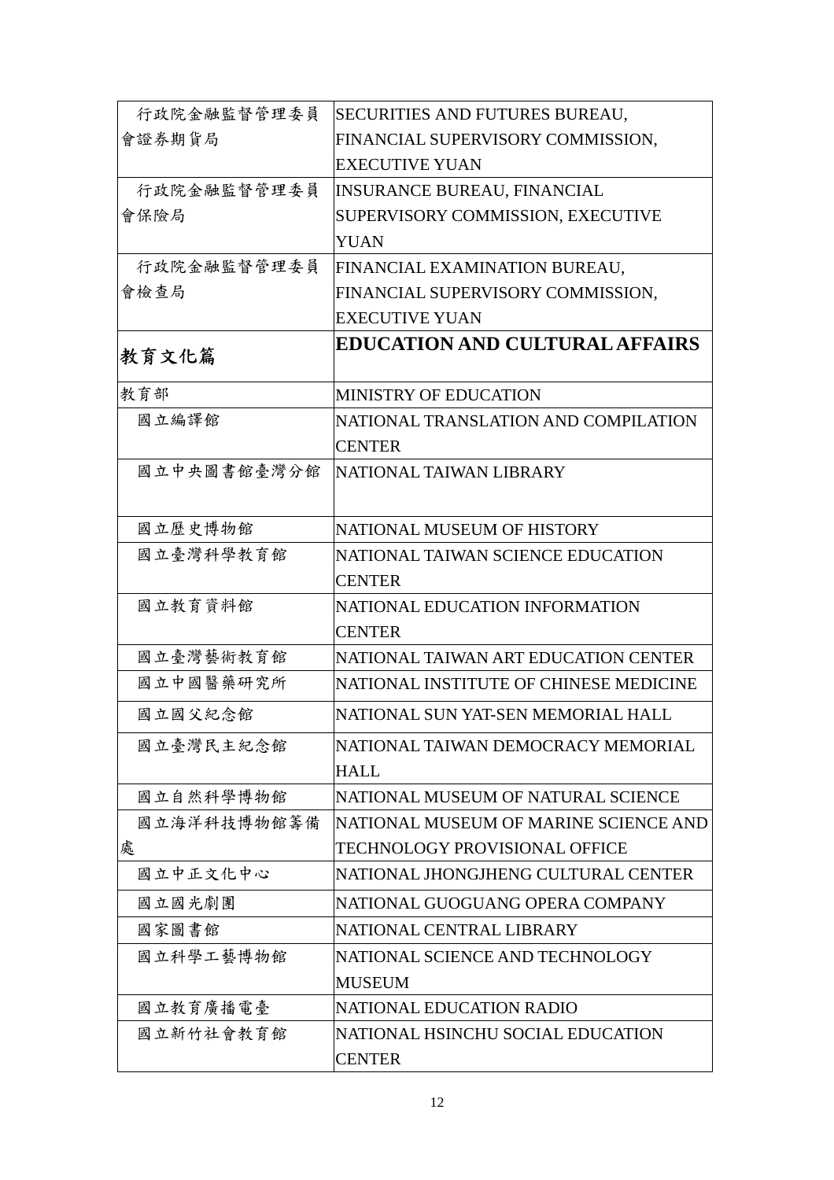| | |
|---|---|
| 行政院金融監督管理委員會證券期貨局 | SECURITIES AND FUTURES BUREAU, FINANCIAL SUPERVISORY COMMISSION, EXECUTIVE YUAN |
| 行政院金融監督管理委員會保險局 | INSURANCE BUREAU, FINANCIAL SUPERVISORY COMMISSION, EXECUTIVE YUAN |
| 行政院金融監督管理委員會檢查局 | FINANCIAL EXAMINATION BUREAU, FINANCIAL SUPERVISORY COMMISSION, EXECUTIVE YUAN |
| **教育文化篇** | **EDUCATION AND CULTURAL AFFAIRS** |
| 教育部 | MINISTRY OF EDUCATION |
| 國立編譯館 | NATIONAL TRANSLATION AND COMPILATION CENTER |
| 國立中央圖書館臺灣分館 | NATIONAL TAIWAN LIBRARY |
| 國立歷史博物館 | NATIONAL MUSEUM OF HISTORY |
| 國立臺灣科學教育館 | NATIONAL TAIWAN SCIENCE EDUCATION CENTER |
| 國立教育資料館 | NATIONAL EDUCATION INFORMATION CENTER |
| 國立臺灣藝術教育館 | NATIONAL TAIWAN ART EDUCATION CENTER |
| 國立中國醫藥研究所 | NATIONAL INSTITUTE OF CHINESE MEDICINE |
| 國立國父紀念館 | NATIONAL SUN YAT-SEN MEMORIAL HALL |
| 國立臺灣民主紀念館 | NATIONAL TAIWAN DEMOCRACY MEMORIAL HALL |
| 國立自然科學博物館 | NATIONAL MUSEUM OF NATURAL SCIENCE |
| 國立海洋科技博物館籌備處 | NATIONAL MUSEUM OF MARINE SCIENCE AND TECHNOLOGY PROVISIONAL OFFICE |
| 國立中正文化中心 | NATIONAL JHONGJHENG CULTURAL CENTER |
| 國立國光劇團 | NATIONAL GUOGUANG OPERA COMPANY |
| 國家圖書館 | NATIONAL CENTRAL LIBRARY |
| 國立科學工藝博物館 | NATIONAL SCIENCE AND TECHNOLOGY MUSEUM |
| 國立教育廣播電臺 | NATIONAL EDUCATION RADIO |
| 國立新竹社會教育館 | NATIONAL HSINCHU SOCIAL EDUCATION CENTER |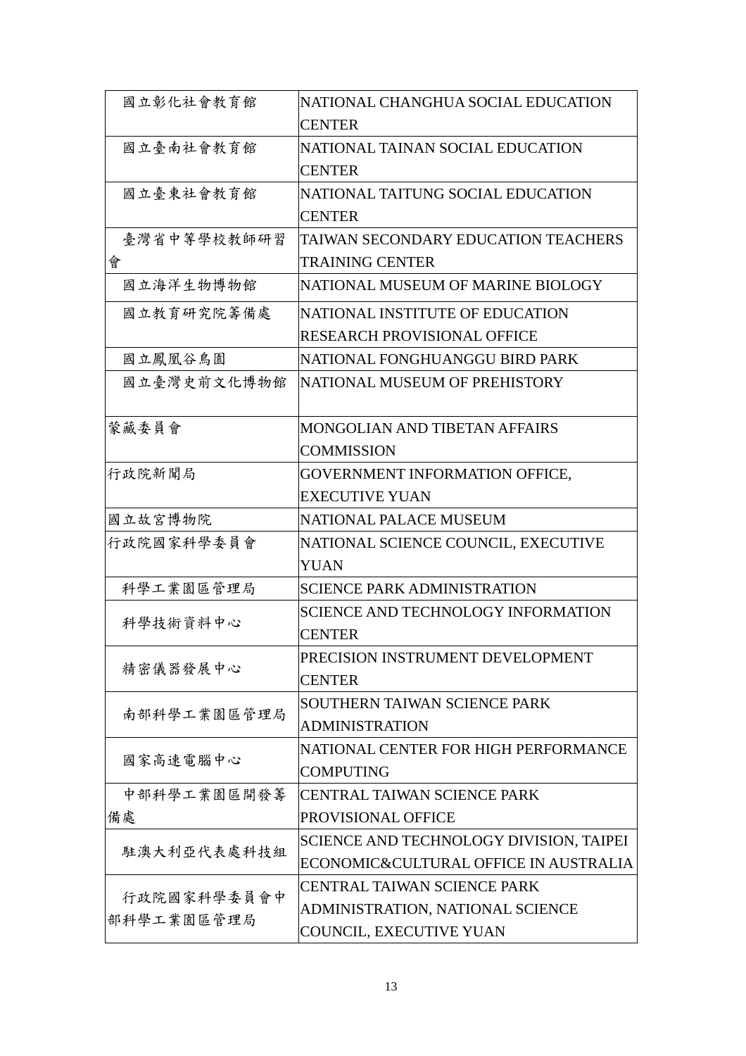| | |
|---|---|
| 國立彰化社會教育館 | NATIONAL CHANGHUA SOCIAL EDUCATION CENTER |
| 國立臺南社會教育館 | NATIONAL TAINAN SOCIAL EDUCATION CENTER |
| 國立臺東社會教育館 | NATIONAL TAITUNG SOCIAL EDUCATION CENTER |
| 臺灣省中等學校教師研習會 | TAIWAN SECONDARY EDUCATION TEACHERS TRAINING CENTER |
| 國立海洋生物博物館 | NATIONAL MUSEUM OF MARINE BIOLOGY |
| 國立教育研究院籌備處 | NATIONAL INSTITUTE OF EDUCATION RESEARCH PROVISIONAL OFFICE |
| 國立鳳凰谷鳥園 | NATIONAL FONGHUANGGU BIRD PARK |
| 國立臺灣史前文化博物館 | NATIONAL MUSEUM OF PREHISTORY |
| 蒙藏委員會 | MONGOLIAN AND TIBETAN AFFAIRS COMMISSION |
| 行政院新聞局 | GOVERNMENT INFORMATION OFFICE, EXECUTIVE YUAN |
| 國立故宮博物院 | NATIONAL PALACE MUSEUM |
| 行政院國家科學委員會 | NATIONAL SCIENCE COUNCIL, EXECUTIVE YUAN |
| 科學工業園區管理局 | SCIENCE PARK ADMINISTRATION |
| 科學技術資料中心 | SCIENCE AND TECHNOLOGY INFORMATION CENTER |
| 精密儀器發展中心 | PRECISION INSTRUMENT DEVELOPMENT CENTER |
| 南部科學工業園區管理局 | SOUTHERN TAIWAN SCIENCE PARK ADMINISTRATION |
| 國家高速電腦中心 | NATIONAL CENTER FOR HIGH PERFORMANCE COMPUTING |
| 中部科學工業園區開發籌備處 | CENTRAL TAIWAN SCIENCE PARK PROVISIONAL OFFICE |
| 駐澳大利亞代表處科技組 | SCIENCE AND TECHNOLOGY DIVISION, TAIPEI ECONOMIC&CULTURAL OFFICE IN AUSTRALIA |
| 行政院國家科學委員會中部科學工業園區管理局 | CENTRAL TAIWAN SCIENCE PARK ADMINISTRATION, NATIONAL SCIENCE COUNCIL, EXECUTIVE YUAN |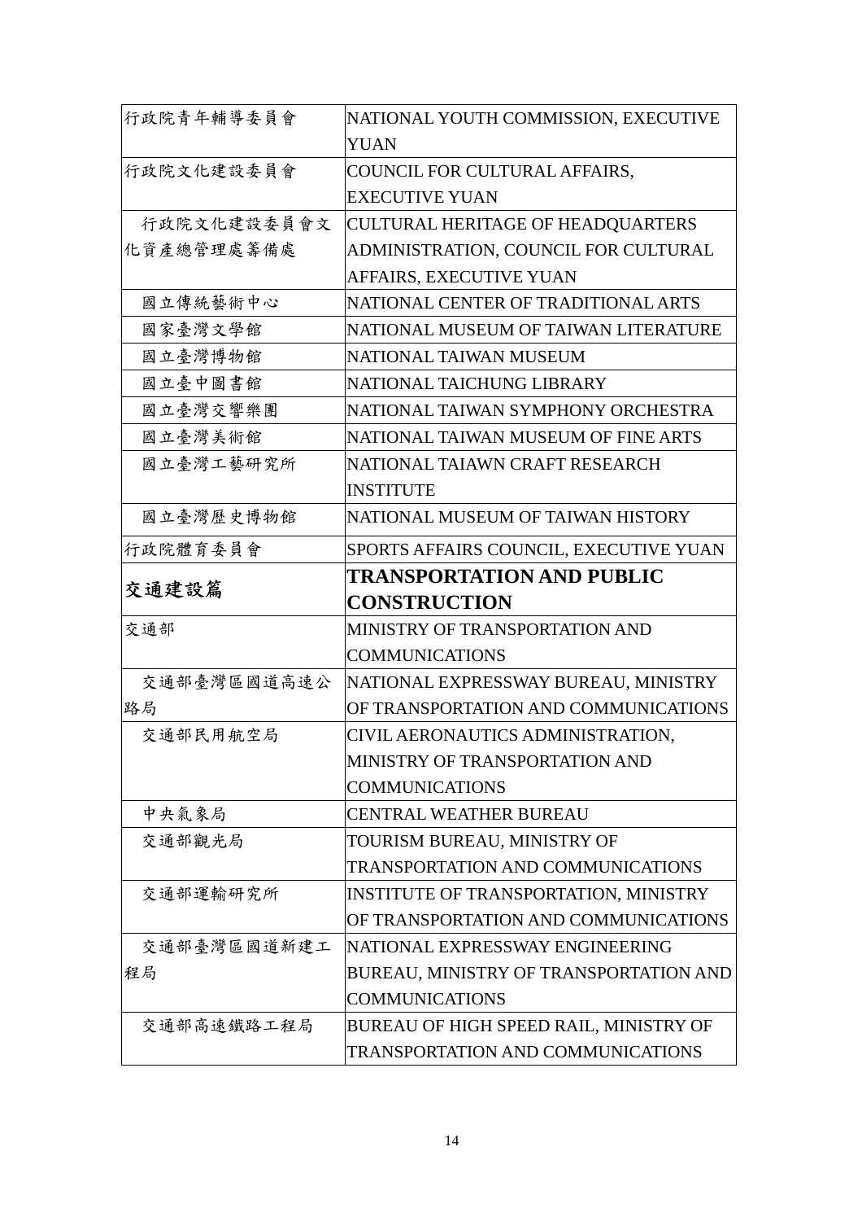| 行政院青年輔導委員會 | NATIONAL YOUTH COMMISSION, EXECUTIVE YUAN |
|---|---|
| 行政院文化建設委員會 | COUNCIL FOR CULTURAL AFFAIRS, EXECUTIVE YUAN |
| 行政院文化建設委員會文化資產總管理處籌備處 | CULTURAL HERITAGE OF HEADQUARTERS ADMINISTRATION, COUNCIL FOR CULTURAL AFFAIRS, EXECUTIVE YUAN |
| 國立傳統藝術中心 | NATIONAL CENTER OF TRADITIONAL ARTS |
| 國家臺灣文學館 | NATIONAL MUSEUM OF TAIWAN LITERATURE |
| 國立臺灣博物館 | NATIONAL TAIWAN MUSEUM |
| 國立臺中圖書館 | NATIONAL TAICHUNG LIBRARY |
| 國立臺灣交響樂團 | NATIONAL TAIWAN SYMPHONY ORCHESTRA |
| 國立臺灣美術館 | NATIONAL TAIWAN MUSEUM OF FINE ARTS |
| 國立臺灣工藝研究所 | NATIONAL TAIAWN CRAFT RESEARCH INSTITUTE |
| 國立臺灣歷史博物館 | NATIONAL MUSEUM OF TAIWAN HISTORY |
| 行政院體育委員會 | SPORTS AFFAIRS COUNCIL, EXECUTIVE YUAN |
| **交通建設篇** | **TRANSPORTATION AND PUBLIC CONSTRUCTION** |
| 交通部 | MINISTRY OF TRANSPORTATION AND COMMUNICATIONS |
| 交通部臺灣區國道高速公路局 | NATIONAL EXPRESSWAY BUREAU, MINISTRY OF TRANSPORTATION AND COMMUNICATIONS |
| 交通部民用航空局 | CIVIL AERONAUTICS ADMINISTRATION, MINISTRY OF TRANSPORTATION AND COMMUNICATIONS |
| 中央氣象局 | CENTRAL WEATHER BUREAU |
| 交通部觀光局 | TOURISM BUREAU, MINISTRY OF TRANSPORTATION AND COMMUNICATIONS |
| 交通部運輸研究所 | INSTITUTE OF TRANSPORTATION, MINISTRY OF TRANSPORTATION AND COMMUNICATIONS |
| 交通部臺灣區國道新建工程局 | NATIONAL EXPRESSWAY ENGINEERING BUREAU, MINISTRY OF TRANSPORTATION AND COMMUNICATIONS |
| 交通部高速鐵路工程局 | BUREAU OF HIGH SPEED RAIL, MINISTRY OF TRANSPORTATION AND COMMUNICATIONS |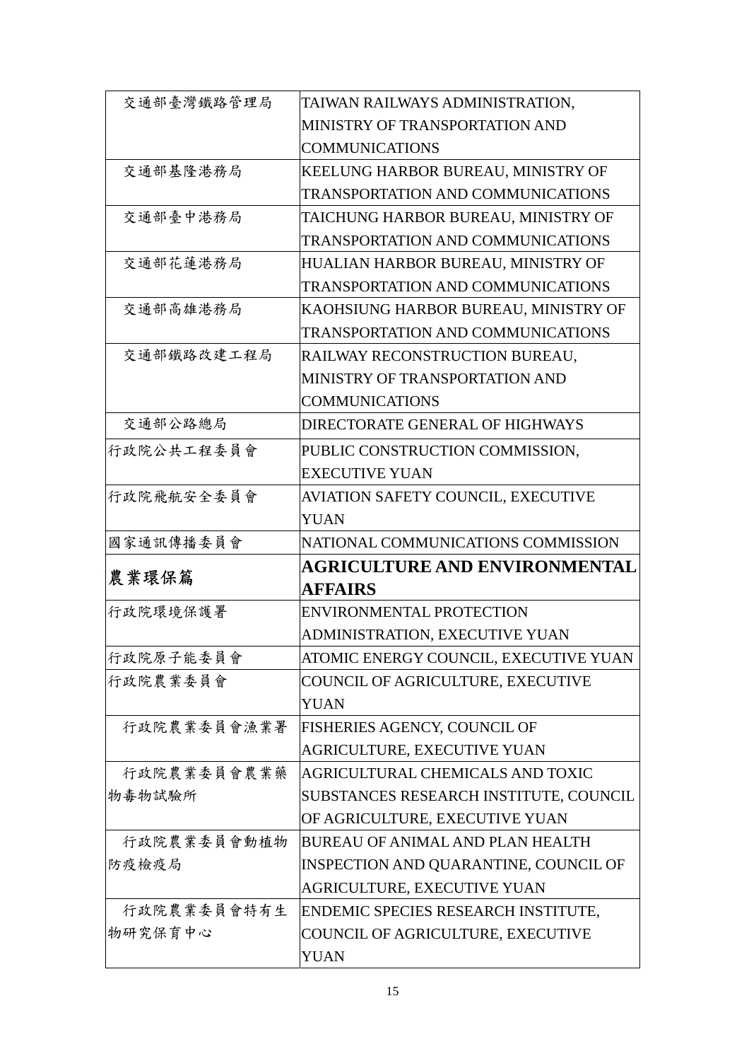| | |
|---|---|
| 交通部臺灣鐵路管理局 | TAIWAN RAILWAYS ADMINISTRATION, MINISTRY OF TRANSPORTATION AND COMMUNICATIONS |
| 交通部基隆港務局 | KEELUNG HARBOR BUREAU, MINISTRY OF TRANSPORTATION AND COMMUNICATIONS |
| 交通部臺中港務局 | TAICHUNG HARBOR BUREAU, MINISTRY OF TRANSPORTATION AND COMMUNICATIONS |
| 交通部花蓮港務局 | HUALIAN HARBOR BUREAU, MINISTRY OF TRANSPORTATION AND COMMUNICATIONS |
| 交通部高雄港務局 | KAOHSIUNG HARBOR BUREAU, MINISTRY OF TRANSPORTATION AND COMMUNICATIONS |
| 交通部鐵路改建工程局 | RAILWAY RECONSTRUCTION BUREAU, MINISTRY OF TRANSPORTATION AND COMMUNICATIONS |
| 交通部公路總局 | DIRECTORATE GENERAL OF HIGHWAYS |
| 行政院公共工程委員會 | PUBLIC CONSTRUCTION COMMISSION, EXECUTIVE YUAN |
| 行政院飛航安全委員會 | AVIATION SAFETY COUNCIL, EXECUTIVE YUAN |
| 國家通訊傳播委員會 | NATIONAL COMMUNICATIONS COMMISSION |
| **農業環保篇** | **AGRICULTURE AND ENVIRONMENTAL AFFAIRS** |
| 行政院環境保護署 | ENVIRONMENTAL PROTECTION ADMINISTRATION, EXECUTIVE YUAN |
| 行政院原子能委員會 | ATOMIC ENERGY COUNCIL, EXECUTIVE YUAN |
| 行政院農業委員會 | COUNCIL OF AGRICULTURE, EXECUTIVE YUAN |
| 行政院農業委員會漁業署 | FISHERIES AGENCY, COUNCIL OF AGRICULTURE, EXECUTIVE YUAN |
| 行政院農業委員會農業藥物毒物試驗所 | AGRICULTURAL CHEMICALS AND TOXIC SUBSTANCES RESEARCH INSTITUTE, COUNCIL OF AGRICULTURE, EXECUTIVE YUAN |
| 行政院農業委員會動植物防疫檢疫局 | BUREAU OF ANIMAL AND PLAN HEALTH INSPECTION AND QUARANTINE, COUNCIL OF AGRICULTURE, EXECUTIVE YUAN |
| 行政院農業委員會特有生物研究保育中心 | ENDEMIC SPECIES RESEARCH INSTITUTE, COUNCIL OF AGRICULTURE, EXECUTIVE YUAN |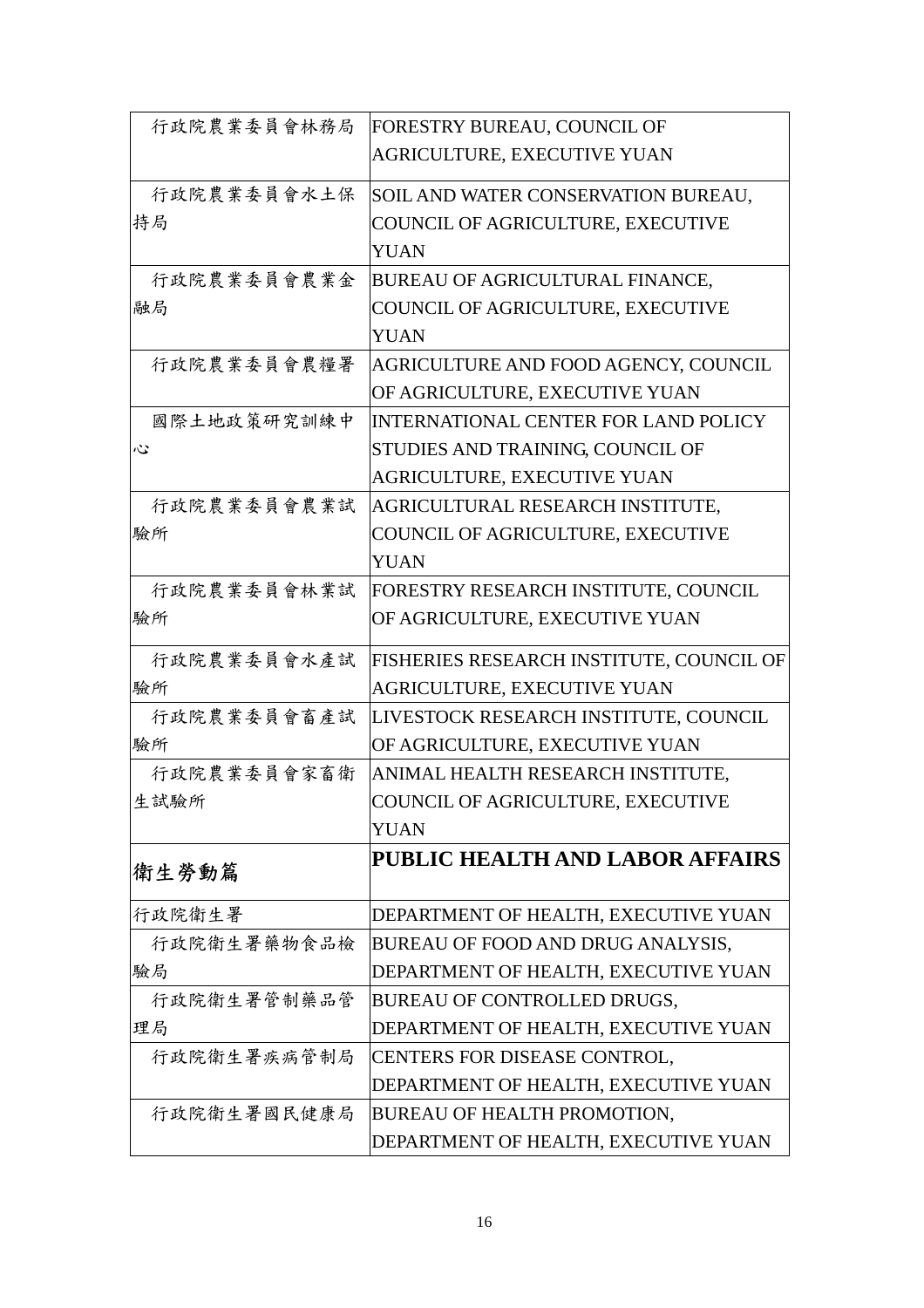| | |
|---|---|
| 行政院農業委員會林務局 | FORESTRY BUREAU, COUNCIL OF AGRICULTURE, EXECUTIVE YUAN |
| 行政院農業委員會水土保持局 | SOIL AND WATER CONSERVATION BUREAU, COUNCIL OF AGRICULTURE, EXECUTIVE YUAN |
| 行政院農業委員會農業金融局 | BUREAU OF AGRICULTURAL FINANCE, COUNCIL OF AGRICULTURE, EXECUTIVE YUAN |
| 行政院農業委員會農糧署 | AGRICULTURE AND FOOD AGENCY, COUNCIL OF AGRICULTURE, EXECUTIVE YUAN |
| 國際土地政策研究訓練中心 | INTERNATIONAL CENTER FOR LAND POLICY STUDIES AND TRAINING, COUNCIL OF AGRICULTURE, EXECUTIVE YUAN |
| 行政院農業委員會農業試驗所 | AGRICULTURAL RESEARCH INSTITUTE, COUNCIL OF AGRICULTURE, EXECUTIVE YUAN |
| 行政院農業委員會林業試驗所 | FORESTRY RESEARCH INSTITUTE, COUNCIL OF AGRICULTURE, EXECUTIVE YUAN |
| 行政院農業委員會水產試驗所 | FISHERIES RESEARCH INSTITUTE, COUNCIL OF AGRICULTURE, EXECUTIVE YUAN |
| 行政院農業委員會畜產試驗所 | LIVESTOCK RESEARCH INSTITUTE, COUNCIL OF AGRICULTURE, EXECUTIVE YUAN |
| 行政院農業委員會家畜衛生試驗所 | ANIMAL HEALTH RESEARCH INSTITUTE, COUNCIL OF AGRICULTURE, EXECUTIVE YUAN |
| **衛生勞動篇** | **PUBLIC HEALTH AND LABOR AFFAIRS** |
| 行政院衛生署 | DEPARTMENT OF HEALTH, EXECUTIVE YUAN |
| 行政院衛生署藥物食品檢驗局 | BUREAU OF FOOD AND DRUG ANALYSIS, DEPARTMENT OF HEALTH, EXECUTIVE YUAN |
| 行政院衛生署管制藥品管理局 | BUREAU OF CONTROLLED DRUGS, DEPARTMENT OF HEALTH, EXECUTIVE YUAN |
| 行政院衛生署疾病管制局 | CENTERS FOR DISEASE CONTROL, DEPARTMENT OF HEALTH, EXECUTIVE YUAN |
| 行政院衛生署國民健康局 | BUREAU OF HEALTH PROMOTION, DEPARTMENT OF HEALTH, EXECUTIVE YUAN |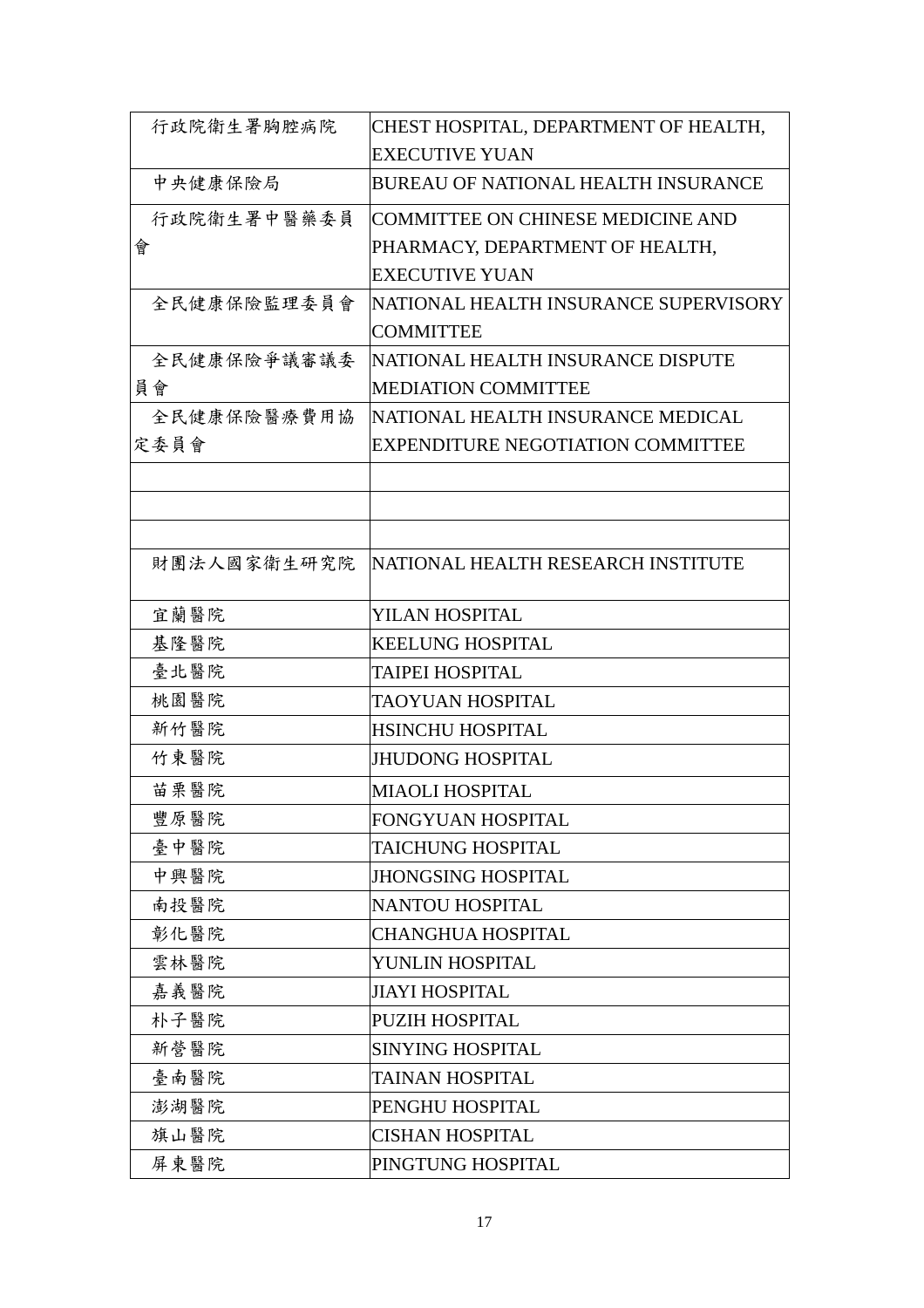| 行政院衛生署胸腔病院 | CHEST HOSPITAL, DEPARTMENT OF HEALTH, EXECUTIVE YUAN |
|---|---|
| 中央健康保險局 | BUREAU OF NATIONAL HEALTH INSURANCE |
| 行政院衛生署中醫藥委員會 | COMMITTEE ON CHINESE MEDICINE AND PHARMACY, DEPARTMENT OF HEALTH, EXECUTIVE YUAN |
| 全民健康保險監理委員會 | NATIONAL HEALTH INSURANCE SUPERVISORY COMMITTEE |
| 全民健康保險爭議審議委員會 | NATIONAL HEALTH INSURANCE DISPUTE MEDIATION COMMITTEE |
| 全民健康保險醫療費用協定委員會 | NATIONAL HEALTH INSURANCE MEDICAL EXPENDITURE NEGOTIATION COMMITTEE |
| | |
| | |
| | |
| 財團法人國家衛生研究院 | NATIONAL HEALTH RESEARCH INSTITUTE |
| 宜蘭醫院 | YILAN HOSPITAL |
| 基隆醫院 | KEELUNG HOSPITAL |
| 臺北醫院 | TAIPEI HOSPITAL |
| 桃園醫院 | TAOYUAN HOSPITAL |
| 新竹醫院 | HSINCHU HOSPITAL |
| 竹東醫院 | JHUDONG HOSPITAL |
| 苗栗醫院 | MIAOLI HOSPITAL |
| 豐原醫院 | FONGYUAN HOSPITAL |
| 臺中醫院 | TAICHUNG HOSPITAL |
| 中興醫院 | JHONGSING HOSPITAL |
| 南投醫院 | NANTOU HOSPITAL |
| 彰化醫院 | CHANGHUA HOSPITAL |
| 雲林醫院 | YUNLIN HOSPITAL |
| 嘉義醫院 | JIAYI HOSPITAL |
| 朴子醫院 | PUZIH HOSPITAL |
| 新營醫院 | SINYING HOSPITAL |
| 臺南醫院 | TAINAN HOSPITAL |
| 澎湖醫院 | PENGHU HOSPITAL |
| 旗山醫院 | CISHAN HOSPITAL |
| 屏東醫院 | PINGTUNG HOSPITAL |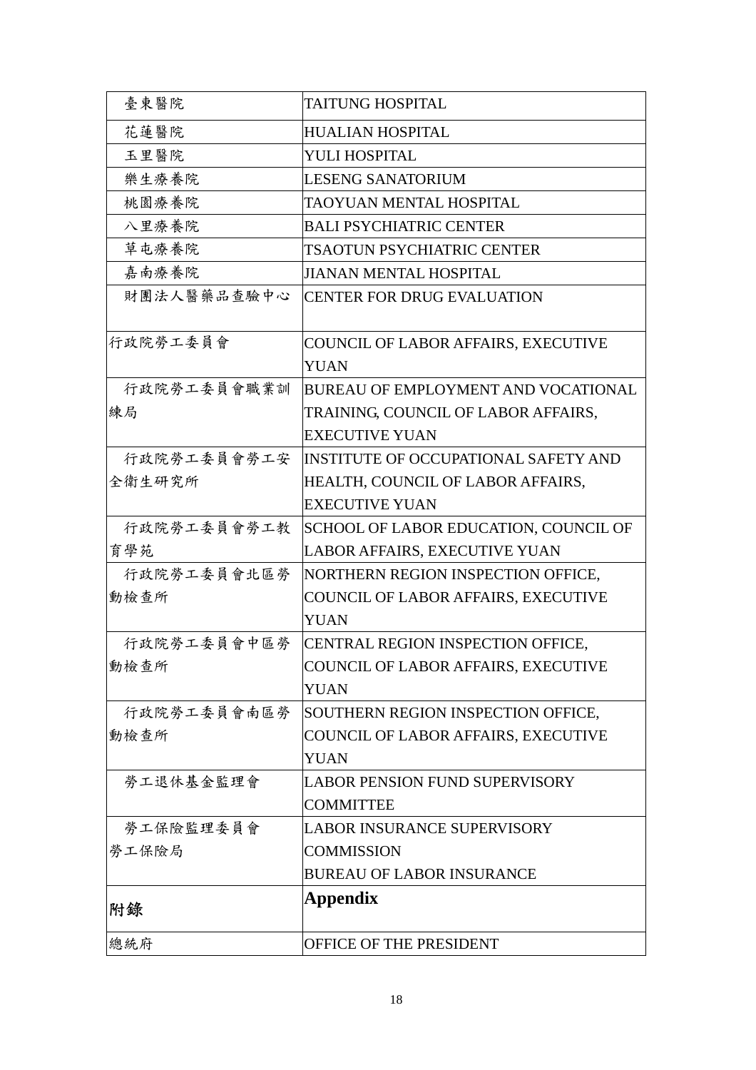| | |
|---|---|
| 臺東醫院 | TAITUNG HOSPITAL |
| 花蓮醫院 | HUALIAN HOSPITAL |
| 玉里醫院 | YULI HOSPITAL |
| 樂生療養院 | LESENG SANATORIUM |
| 桃園療養院 | TAOYUAN MENTAL HOSPITAL |
| 八里療養院 | BALI PSYCHIATRIC CENTER |
| 草屯療養院 | TSAOTUN PSYCHIATRIC CENTER |
| 嘉南療養院 | JIANAN MENTAL HOSPITAL |
| 財團法人醫藥品查驗中心 | CENTER FOR DRUG EVALUATION |
| 行政院勞工委員會 | COUNCIL OF LABOR AFFAIRS, EXECUTIVE YUAN |
| 行政院勞工委員會職業訓練局 | BUREAU OF EMPLOYMENT AND VOCATIONAL TRAINING, COUNCIL OF LABOR AFFAIRS, EXECUTIVE YUAN |
| 行政院勞工委員會勞工安全衛生研究所 | INSTITUTE OF OCCUPATIONAL SAFETY AND HEALTH, COUNCIL OF LABOR AFFAIRS, EXECUTIVE YUAN |
| 行政院勞工委員會勞工教育學苑 | SCHOOL OF LABOR EDUCATION, COUNCIL OF LABOR AFFAIRS, EXECUTIVE YUAN |
| 行政院勞工委員會北區勞動檢查所 | NORTHERN REGION INSPECTION OFFICE, COUNCIL OF LABOR AFFAIRS, EXECUTIVE YUAN |
| 行政院勞工委員會中區勞動檢查所 | CENTRAL REGION INSPECTION OFFICE, COUNCIL OF LABOR AFFAIRS, EXECUTIVE YUAN |
| 行政院勞工委員會南區勞動檢查所 | SOUTHERN REGION INSPECTION OFFICE, COUNCIL OF LABOR AFFAIRS, EXECUTIVE YUAN |
| 勞工退休基金監理會 | LABOR PENSION FUND SUPERVISORY COMMITTEE |
| 勞工保險監理委員會<br>勞工保險局 | LABOR INSURANCE SUPERVISORY COMMISSION<br>BUREAU OF LABOR INSURANCE |
| 附錄 | **Appendix** |
| 總統府 | OFFICE OF THE PRESIDENT |